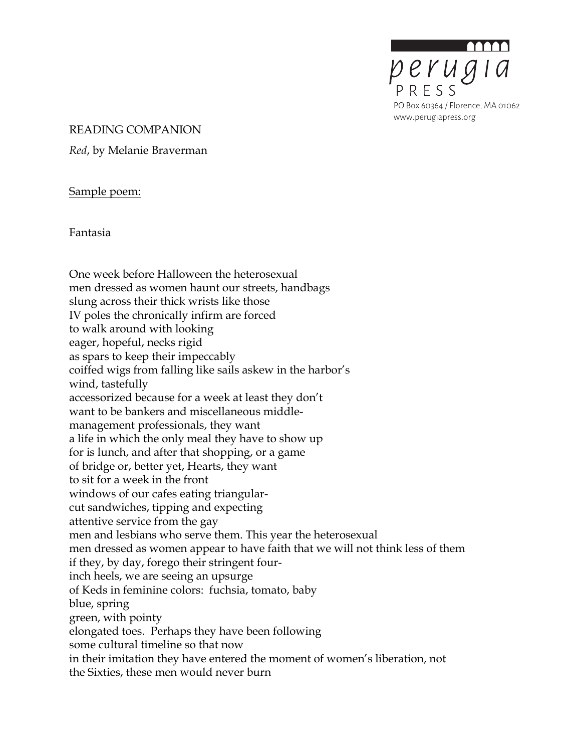perugia PRESS
PO Box 60364 / Florence, MA 01062
www.perugiapress.org

READING COMPANION

*Red*, by Melanie Braverman

Sample poem:

Fantasia

One week before Halloween the heterosexual
men dressed as women haunt our streets, handbags
slung across their thick wrists like those
IV poles the chronically infirm are forced
to walk around with looking
eager, hopeful, necks rigid
as spars to keep their impeccably
coiffed wigs from falling like sails askew in the harbor's
wind, tastefully
accessorized because for a week at least they don't
want to be bankers and miscellaneous middle-
management professionals, they want
a life in which the only meal they have to show up
for is lunch, and after that shopping, or a game
of bridge or, better yet, Hearts, they want
to sit for a week in the front
windows of our cafes eating triangular-
cut sandwiches, tipping and expecting
attentive service from the gay
men and lesbians who serve them. This year the heterosexual
men dressed as women appear to have faith that we will not think less of them
if they, by day, forego their stringent four-
inch heels, we are seeing an upsurge
of Keds in feminine colors: fuchsia, tomato, baby
blue, spring
green, with pointy
elongated toes. Perhaps they have been following
some cultural timeline so that now
in their imitation they have entered the moment of women's liberation, not
the Sixties, these men would never burn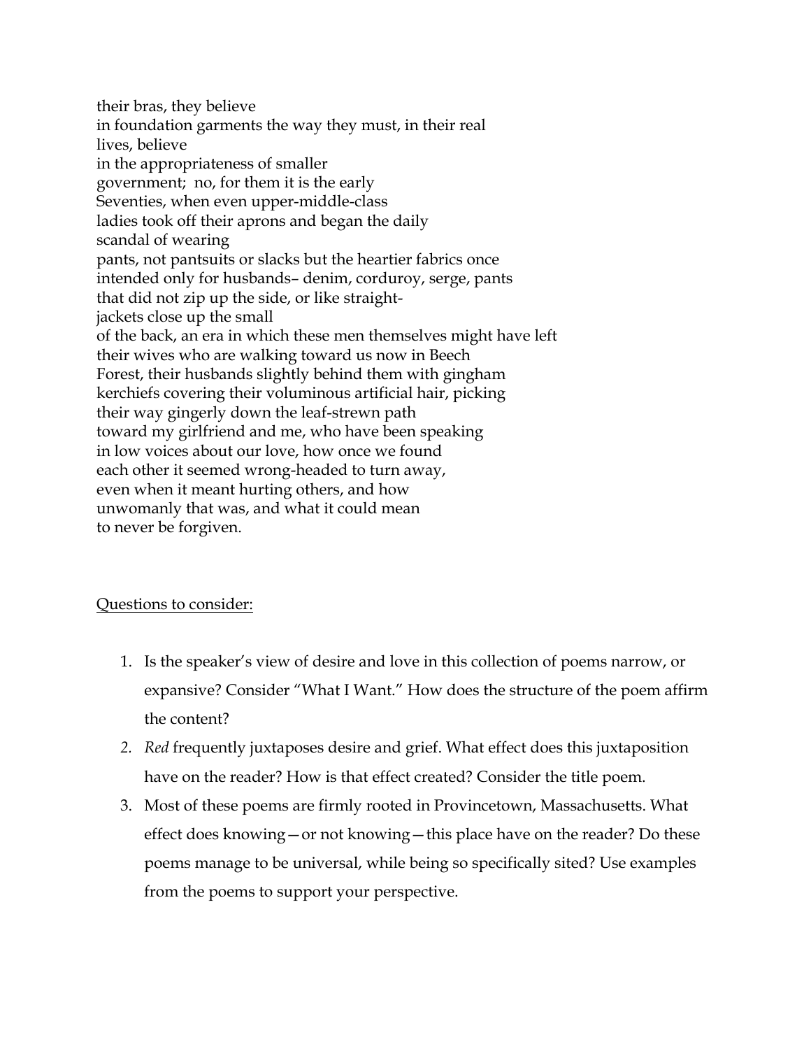their bras, they believe  
in foundation garments the way they must, in their real  
lives, believe  
in the appropriateness of smaller  
government;  no, for them it is the early  
Seventies, when even upper-middle-class  
ladies took off their aprons and began the daily  
scandal of wearing  
pants, not pantsuits or slacks but the heartier fabrics once  
intended only for husbands– denim, corduroy, serge, pants  
that did not zip up the side, or like straight-  
jackets close up the small  
of the back, an era in which these men themselves might have left  
their wives who are walking toward us now in Beech  
Forest, their husbands slightly behind them with gingham  
kerchiefs covering their voluminous artificial hair, picking  
their way gingerly down the leaf-strewn path  
toward my girlfriend and me, who have been speaking  
in low voices about our love, how once we found  
each other it seemed wrong-headed to turn away,  
even when it meant hurting others, and how  
unwomanly that was, and what it could mean  
to never be forgiven.

<u>Questions to consider:</u>

1. Is the speaker's view of desire and love in this collection of poems narrow, or expansive? Consider "What I Want." How does the structure of the poem affirm the content?
2. *Red* frequently juxtaposes desire and grief. What effect does this juxtaposition have on the reader? How is that effect created? Consider the title poem.
3. Most of these poems are firmly rooted in Provincetown, Massachusetts. What effect does knowing—or not knowing—this place have on the reader? Do these poems manage to be universal, while being so specifically sited? Use examples from the poems to support your perspective.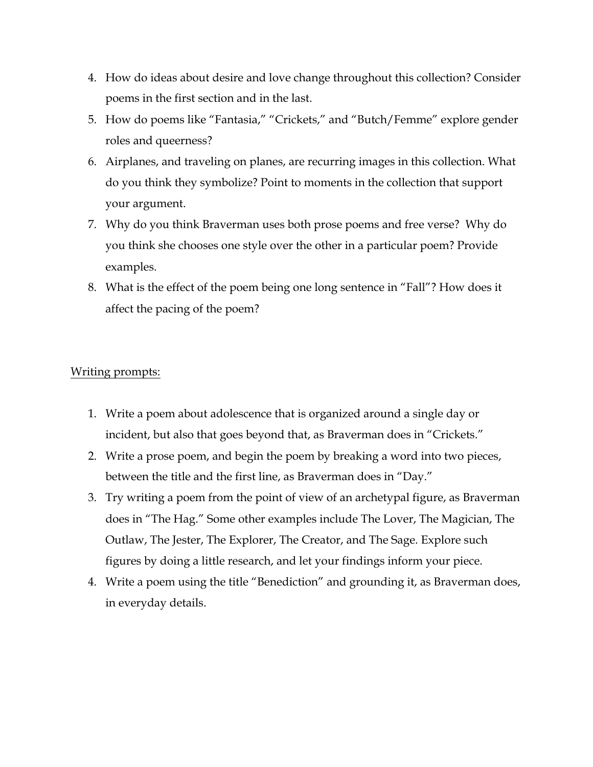4. How do ideas about desire and love change throughout this collection? Consider poems in the first section and in the last.
5. How do poems like "Fantasia," "Crickets," and "Butch/Femme" explore gender roles and queerness?
6. Airplanes, and traveling on planes, are recurring images in this collection. What do you think they symbolize? Point to moments in the collection that support your argument.
7. Why do you think Braverman uses both prose poems and free verse? Why do you think she chooses one style over the other in a particular poem? Provide examples.
8. What is the effect of the poem being one long sentence in "Fall"? How does it affect the pacing of the poem?

<u>Writing prompts:</u>

1. Write a poem about adolescence that is organized around a single day or incident, but also that goes beyond that, as Braverman does in "Crickets."
2. Write a prose poem, and begin the poem by breaking a word into two pieces, between the title and the first line, as Braverman does in "Day."
3. Try writing a poem from the point of view of an archetypal figure, as Braverman does in "The Hag." Some other examples include The Lover, The Magician, The Outlaw, The Jester, The Explorer, The Creator, and The Sage. Explore such figures by doing a little research, and let your findings inform your piece.
4. Write a poem using the title "Benediction" and grounding it, as Braverman does, in everyday details.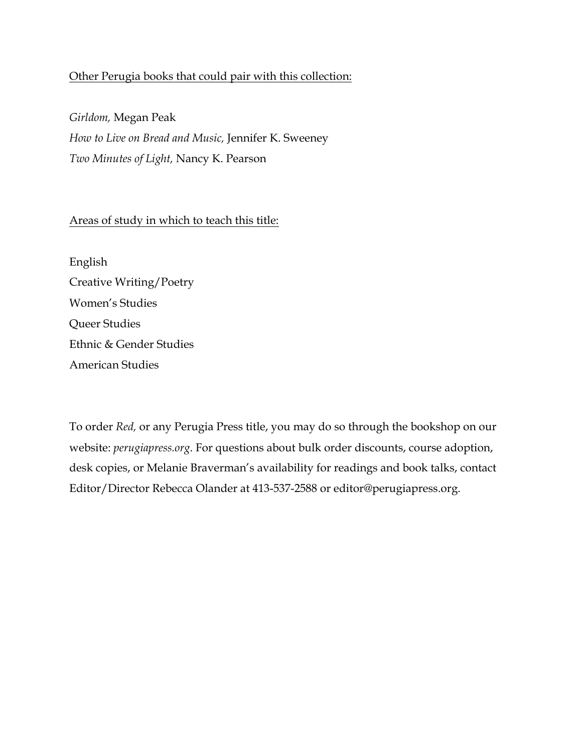Other Perugia books that could pair with this collection:

*Girldom,* Megan Peak
*How to Live on Bread and Music,* Jennifer K. Sweeney
*Two Minutes of Light,* Nancy K. Pearson

Areas of study in which to teach this title:

English
Creative Writing/Poetry
Women's Studies
Queer Studies
Ethnic & Gender Studies
American Studies

To order *Red,* or any Perugia Press title, you may do so through the bookshop on our website: *perugiapress.org*. For questions about bulk order discounts, course adoption, desk copies, or Melanie Braverman's availability for readings and book talks, contact Editor/Director Rebecca Olander at 413-537-2588 or editor@perugiapress.org.